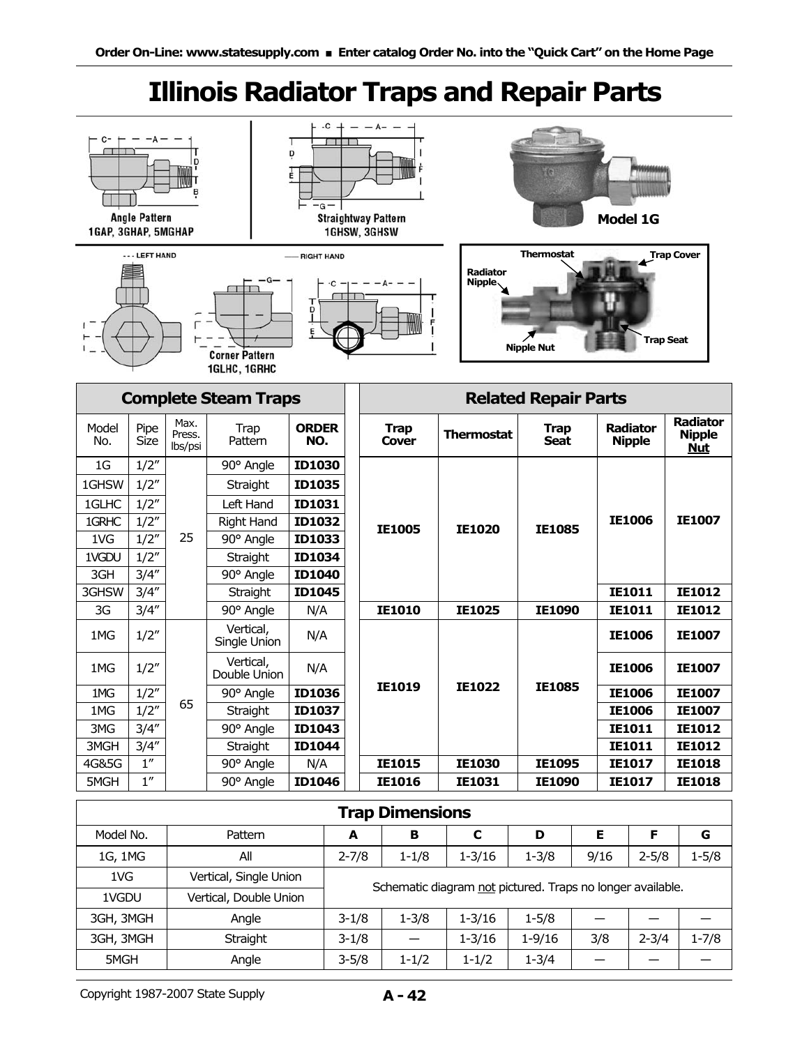# Illinois Radiator Traps and Repair Parts

Angle Pattern
1GAP, 3GHAP, 5MGHAP

Straightway Pattern
1GHSW, 3GHSW

Model 1G

LEFT HAND — RIGHT HAND

Corner Pattern
1GLHC, 1GRHC

Thermostat, Trap Cover, Radiator Nipple, Nipple Nut, Trap Seat

| Complete Steam Traps | | | | | Related Repair Parts | | | | |
|---|---|---|---|---|---|---|---|---|---|
| Model No. | Pipe Size | Max. Press. lbs/psi | Trap Pattern | **ORDER NO.** | **Trap Cover** | **Thermostat** | **Trap Seat** | **Radiator Nipple** | **Radiator Nipple Nut** |
| 1G | 1/2″ | 25 | 90° Angle | **ID1030** | **IE1005** | **IE1020** | **IE1085** | **IE1006** | **IE1007** |
| 1GHSW | 1/2″ | 25 | Straight | **ID1035** | **IE1005** | **IE1020** | **IE1085** | **IE1006** | **IE1007** |
| 1GLHC | 1/2″ | 25 | Left Hand | **ID1031** | **IE1005** | **IE1020** | **IE1085** | **IE1006** | **IE1007** |
| 1GRHC | 1/2″ | 25 | Right Hand | **ID1032** | **IE1005** | **IE1020** | **IE1085** | **IE1006** | **IE1007** |
| 1VG | 1/2″ | 25 | 90° Angle | **ID1033** | **IE1005** | **IE1020** | **IE1085** | **IE1006** | **IE1007** |
| 1VGDU | 1/2″ | 25 | Straight | **ID1034** | **IE1005** | **IE1020** | **IE1085** | **IE1006** | **IE1007** |
| 3GH | 3/4″ | 25 | 90° Angle | **ID1040** | **IE1005** | **IE1020** | **IE1085** | **IE1006** | **IE1007** |
| 3GHSW | 3/4″ | 25 | Straight | **ID1045** | **IE1005** | **IE1020** | **IE1085** | **IE1011** | **IE1012** |
| 3G | 3/4″ | 25 | 90° Angle | N/A | **IE1010** | **IE1025** | **IE1090** | **IE1011** | **IE1012** |
| 1MG | 1/2″ | 65 | Vertical, Single Union | N/A | **IE1019** | **IE1022** | **IE1085** | **IE1006** | **IE1007** |
| 1MG | 1/2″ | 65 | Vertical, Double Union | N/A | **IE1019** | **IE1022** | **IE1085** | **IE1006** | **IE1007** |
| 1MG | 1/2″ | 65 | 90° Angle | **ID1036** | **IE1019** | **IE1022** | **IE1085** | **IE1006** | **IE1007** |
| 1MG | 1/2″ | 65 | Straight | **ID1037** | **IE1019** | **IE1022** | **IE1085** | **IE1006** | **IE1007** |
| 3MG | 3/4″ | 65 | 90° Angle | **ID1043** | **IE1019** | **IE1022** | **IE1085** | **IE1011** | **IE1012** |
| 3MGH | 3/4″ | 65 | Straight | **ID1044** | **IE1019** | **IE1022** | **IE1085** | **IE1011** | **IE1012** |
| 4G&5G | 1″ | 65 | 90° Angle | N/A | **IE1015** | **IE1030** | **IE1095** | **IE1017** | **IE1018** |
| 5MGH | 1″ | 65 | 90° Angle | **ID1046** | **IE1016** | **IE1031** | **IE1090** | **IE1017** | **IE1018** |

| Trap Dimensions | | | | | | | | |
|---|---|---|---|---|---|---|---|---|
| Model No. | Pattern | **A** | **B** | **C** | **D** | **E** | **F** | **G** |
| 1G, 1MG | All | 2-7/8 | 1-1/8 | 1-3/16 | 1-3/8 | 9/16 | 2-5/8 | 1-5/8 |
| 1VG | Vertical, Single Union | Schematic diagram not pictured. Traps no longer available. | | | | | | |
| 1VGDU | Vertical, Double Union | Schematic diagram not pictured. Traps no longer available. | | | | | | |
| 3GH, 3MGH | Angle | 3-1/8 | 1-3/8 | 1-3/16 | 1-5/8 | — | — | — |
| 3GH, 3MGH | Straight | 3-1/8 | — | 1-3/16 | 1-9/16 | 3/8 | 2-3/4 | 1-7/8 |
| 5MGH | Angle | 3-5/8 | 1-1/2 | 1-1/2 | 1-3/4 | — | — | — |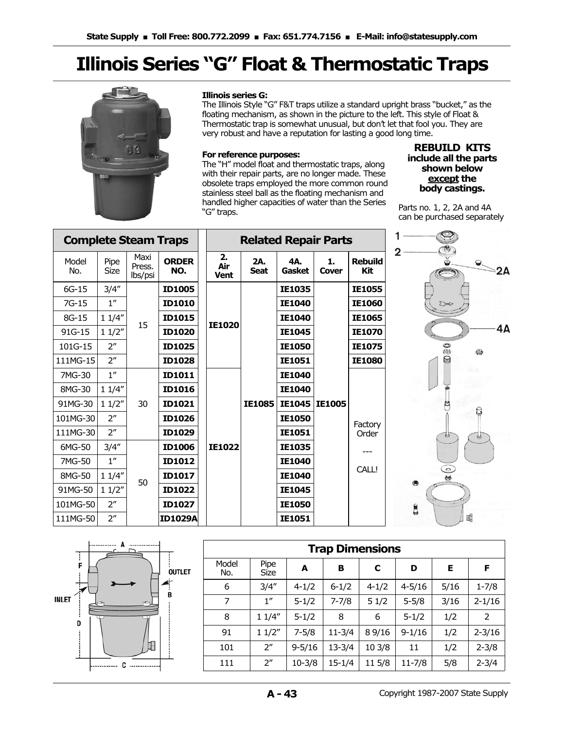# Illinois Series "G" Float & Thermostatic Traps

**Illinois series G:**
The Illinois Style "G" F&T traps utilize a standard upright brass "bucket," as the floating mechanism, as shown in the picture to the left. This style of Float & Thermostatic trap is somewhat unusual, but don't let that fool you. They are very robust and have a reputation for lasting a good long time.

**For reference purposes:**
The "H" model float and thermostatic traps, along with their repair parts, are no longer made. These obsolete traps employed the more common round stainless steel ball as the floating mechanism and handled higher capacities of water than the Series "G" traps.

**REBUILD KITS include all the parts shown below except the body castings.**

Parts no. 1, 2, 2A and 4A can be purchased separately

| Complete Steam Traps | | | | Related Repair Parts | | | | |
|---|---|---|---|---|---|---|---|---|
| Model No. | Pipe Size | Maxi Press. lbs/psi | ORDER NO. | 2. Air Vent | 2A. Seat | 4A. Gasket | 1. Cover | Rebuild Kit |
| 6G-15 | 3/4" | 15 | ID1005 | IE1020 | IE1085 | IE1035 | IE1005 | IE1055 |
| 7G-15 | 1" | 15 | ID1010 | IE1020 | IE1085 | IE1040 | IE1005 | IE1060 |
| 8G-15 | 1 1/4" | 15 | ID1015 | IE1020 | IE1085 | IE1040 | IE1005 | IE1065 |
| 91G-15 | 1 1/2" | 15 | ID1020 | IE1020 | IE1085 | IE1045 | IE1005 | IE1070 |
| 101G-15 | 2" | 15 | ID1025 | IE1020 | IE1085 | IE1050 | IE1005 | IE1075 |
| 111MG-15 | 2" | 15 | ID1028 | IE1020 | IE1085 | IE1051 | IE1005 | IE1080 |
| 7MG-30 | 1" | 30 | ID1011 | IE1022 | IE1085 | IE1040 | IE1005 | Factory Order --- CALL! |
| 8MG-30 | 1 1/4" | 30 | ID1016 | IE1022 | IE1085 | IE1040 | IE1005 | Factory Order --- CALL! |
| 91MG-30 | 1 1/2" | 30 | ID1021 | IE1022 | IE1085 | IE1045 | IE1005 | Factory Order --- CALL! |
| 101MG-30 | 2" | 30 | ID1026 | IE1022 | IE1085 | IE1050 | IE1005 | Factory Order --- CALL! |
| 111MG-30 | 2" | 30 | ID1029 | IE1022 | IE1085 | IE1051 | IE1005 | Factory Order --- CALL! |
| 6MG-50 | 3/4" | 50 | ID1006 | IE1022 | IE1085 | IE1035 | IE1005 | Factory Order --- CALL! |
| 7MG-50 | 1" | 50 | ID1012 | IE1022 | IE1085 | IE1040 | IE1005 | Factory Order --- CALL! |
| 8MG-50 | 1 1/4" | 50 | ID1017 | IE1022 | IE1085 | IE1040 | IE1005 | Factory Order --- CALL! |
| 91MG-50 | 1 1/2" | 50 | ID1022 | IE1022 | IE1085 | IE1045 | IE1005 | Factory Order --- CALL! |
| 101MG-50 | 2" | 50 | ID1027 | IE1022 | IE1085 | IE1050 | IE1005 | Factory Order --- CALL! |
| 111MG-50 | 2" | 50 | ID1029A | IE1022 | IE1085 | IE1051 | IE1005 | Factory Order --- CALL! |

| Trap Dimensions | | | | | | | |
|---|---|---|---|---|---|---|---|
| Model No. | Pipe Size | A | B | C | D | E | F |
| 6 | 3/4" | 4-1/2 | 6-1/2 | 4-1/2 | 4-5/16 | 5/16 | 1-7/8 |
| 7 | 1" | 5-1/2 | 7-7/8 | 5 1/2 | 5-5/8 | 3/16 | 2-1/16 |
| 8 | 1 1/4" | 5-1/2 | 8 | 6 | 5-1/2 | 1/2 | 2 |
| 91 | 1 1/2" | 7-5/8 | 11-3/4 | 8 9/16 | 9-1/16 | 1/2 | 2-3/16 |
| 101 | 2" | 9-5/16 | 13-3/4 | 10 3/8 | 11 | 1/2 | 2-3/8 |
| 111 | 2" | 10-3/8 | 15-1/4 | 11 5/8 | 11-7/8 | 5/8 | 2-3/4 |

Copyright 1987-2007 State Supply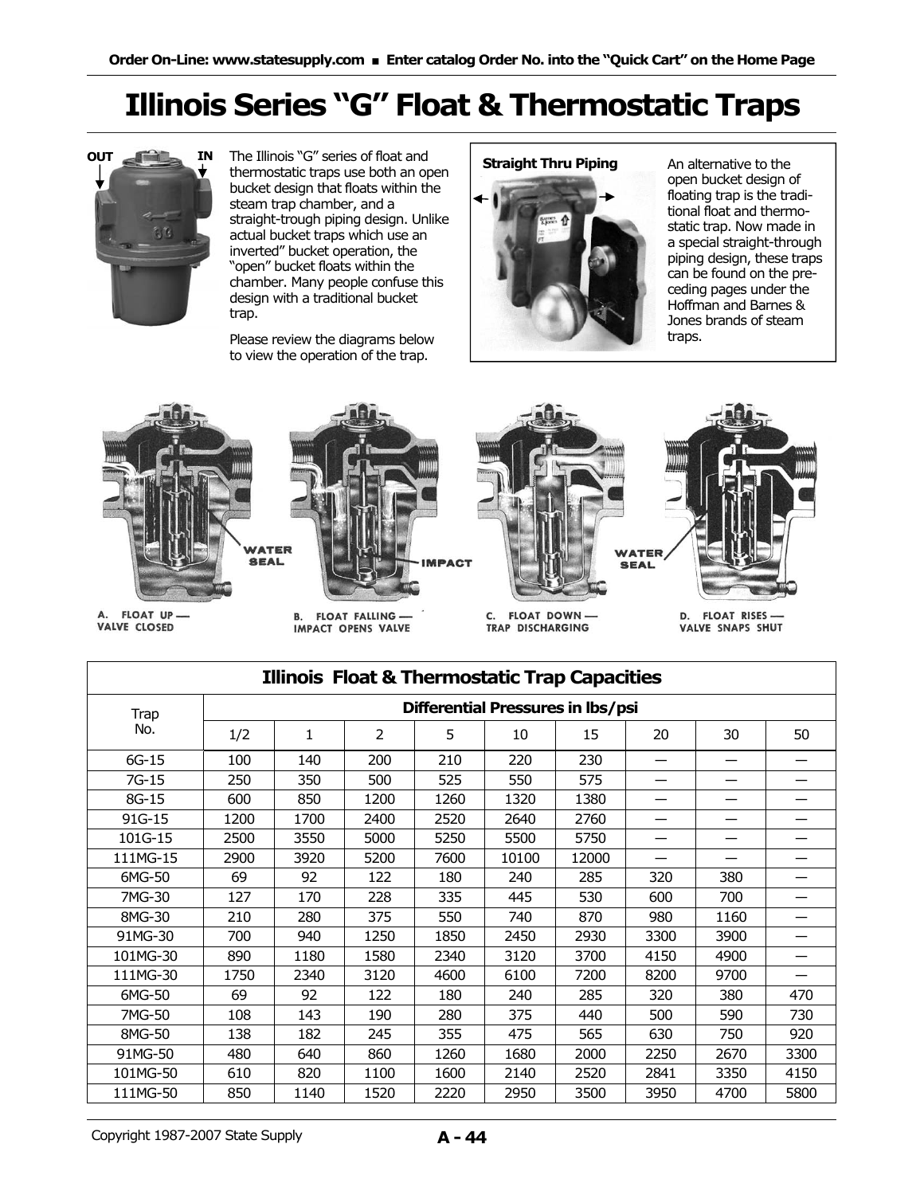# Illinois Series "G" Float & Thermostatic Traps

OUT IN

The Illinois "G" series of float and thermostatic traps use both an open bucket design that floats within the steam trap chamber, and a straight-trough piping design. Unlike actual bucket traps which use an inverted" bucket operation, the "open" bucket floats within the chamber. Many people confuse this design with a traditional bucket trap.

Please review the diagrams below to view the operation of the trap.

**Straight Thru Piping**

An alternative to the open bucket design of floating trap is the traditional float and thermostatic trap. Now made in a special straight-through piping design, these traps can be found on the preceding pages under the Hoffman and Barnes & Jones brands of steam traps.

WATER SEAL

IMPACT

WATER SEAL

A. FLOAT UP — VALVE CLOSED

B. FLOAT FALLING — IMPACT OPENS VALVE

C. FLOAT DOWN — TRAP DISCHARGING

D. FLOAT RISES — VALVE SNAPS SHUT

## Illinois Float & Thermostatic Trap Capacities

| Trap No. | Differential Pressures in lbs/psi | | | | | | | | |
|---|---|---|---|---|---|---|---|---|---|
| | 1/2 | 1 | 2 | 5 | 10 | 15 | 20 | 30 | 50 |
| 6G-15 | 100 | 140 | 200 | 210 | 220 | 230 | — | — | — |
| 7G-15 | 250 | 350 | 500 | 525 | 550 | 575 | — | — | — |
| 8G-15 | 600 | 850 | 1200 | 1260 | 1320 | 1380 | — | — | — |
| 91G-15 | 1200 | 1700 | 2400 | 2520 | 2640 | 2760 | — | — | — |
| 101G-15 | 2500 | 3550 | 5000 | 5250 | 5500 | 5750 | — | — | — |
| 111MG-15 | 2900 | 3920 | 5200 | 7600 | 10100 | 12000 | — | — | — |
| 6MG-50 | 69 | 92 | 122 | 180 | 240 | 285 | 320 | 380 | — |
| 7MG-30 | 127 | 170 | 228 | 335 | 445 | 530 | 600 | 700 | — |
| 8MG-30 | 210 | 280 | 375 | 550 | 740 | 870 | 980 | 1160 | — |
| 91MG-30 | 700 | 940 | 1250 | 1850 | 2450 | 2930 | 3300 | 3900 | — |
| 101MG-30 | 890 | 1180 | 1580 | 2340 | 3120 | 3700 | 4150 | 4900 | — |
| 111MG-30 | 1750 | 2340 | 3120 | 4600 | 6100 | 7200 | 8200 | 9700 | — |
| 6MG-50 | 69 | 92 | 122 | 180 | 240 | 285 | 320 | 380 | 470 |
| 7MG-50 | 108 | 143 | 190 | 280 | 375 | 440 | 500 | 590 | 730 |
| 8MG-50 | 138 | 182 | 245 | 355 | 475 | 565 | 630 | 750 | 920 |
| 91MG-50 | 480 | 640 | 860 | 1260 | 1680 | 2000 | 2250 | 2670 | 3300 |
| 101MG-50 | 610 | 820 | 1100 | 1600 | 2140 | 2520 | 2841 | 3350 | 4150 |
| 111MG-50 | 850 | 1140 | 1520 | 2220 | 2950 | 3500 | 3950 | 4700 | 5800 |